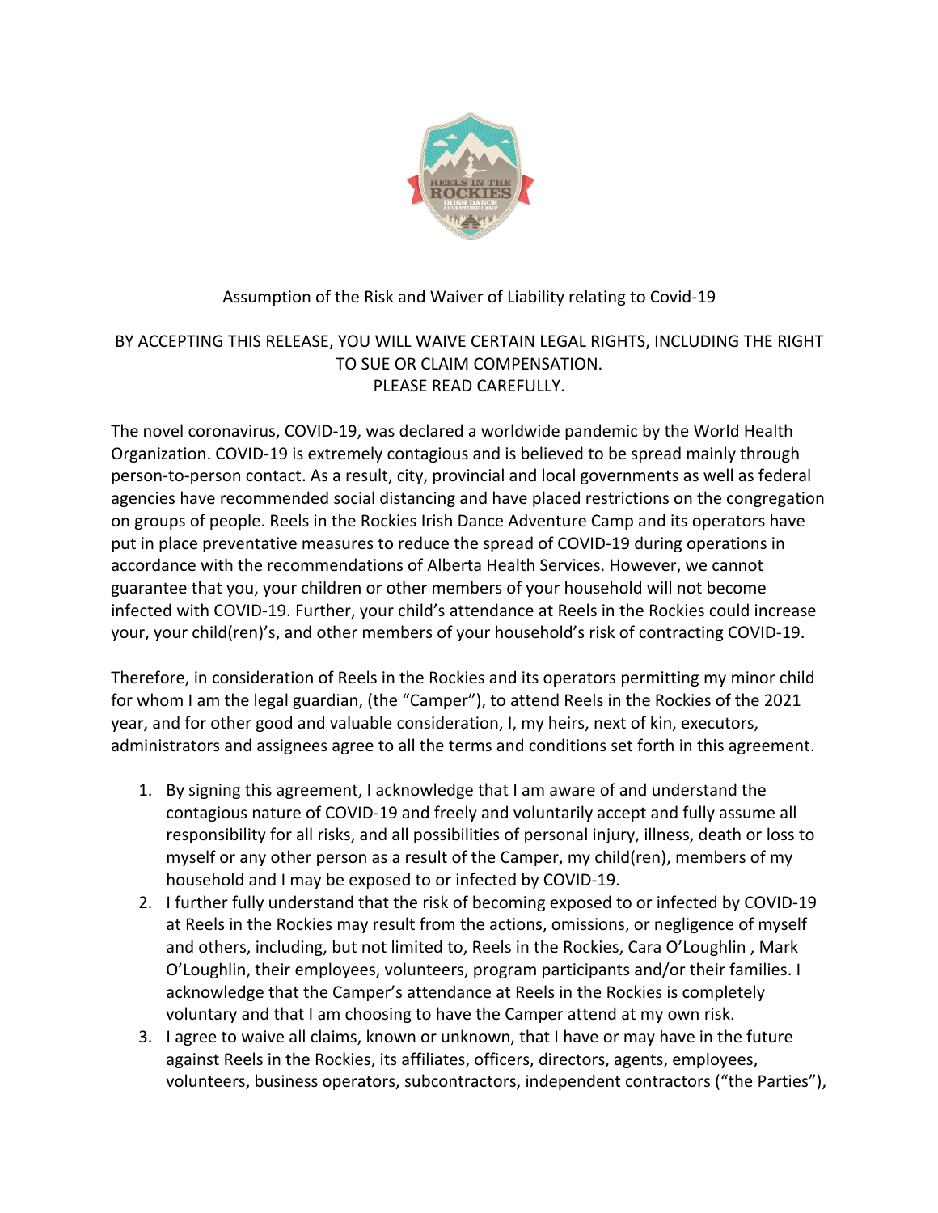Assumption of the Risk and Waiver of Liability relating to Covid-19

BY ACCEPTING THIS RELEASE, YOU WILL WAIVE CERTAIN LEGAL RIGHTS, INCLUDING THE RIGHT TO SUE OR CLAIM COMPENSATION.
PLEASE READ CAREFULLY.

The novel coronavirus, COVID-19, was declared a worldwide pandemic by the World Health Organization. COVID-19 is extremely contagious and is believed to be spread mainly through person-to-person contact. As a result, city, provincial and local governments as well as federal agencies have recommended social distancing and have placed restrictions on the congregation on groups of people. Reels in the Rockies Irish Dance Adventure Camp and its operators have put in place preventative measures to reduce the spread of COVID-19 during operations in accordance with the recommendations of Alberta Health Services. However, we cannot guarantee that you, your children or other members of your household will not become infected with COVID-19. Further, your child's attendance at Reels in the Rockies could increase your, your child(ren)'s, and other members of your household's risk of contracting COVID-19.

Therefore, in consideration of Reels in the Rockies and its operators permitting my minor child for whom I am the legal guardian, (the "Camper"), to attend Reels in the Rockies of the 2021 year, and for other good and valuable consideration, I, my heirs, next of kin, executors, administrators and assignees agree to all the terms and conditions set forth in this agreement.

1. By signing this agreement, I acknowledge that I am aware of and understand the contagious nature of COVID-19 and freely and voluntarily accept and fully assume all responsibility for all risks, and all possibilities of personal injury, illness, death or loss to myself or any other person as a result of the Camper, my child(ren), members of my household and I may be exposed to or infected by COVID-19.
2. I further fully understand that the risk of becoming exposed to or infected by COVID-19 at Reels in the Rockies may result from the actions, omissions, or negligence of myself and others, including, but not limited to, Reels in the Rockies, Cara O'Loughlin , Mark O'Loughlin, their employees, volunteers, program participants and/or their families. I acknowledge that the Camper's attendance at Reels in the Rockies is completely voluntary and that I am choosing to have the Camper attend at my own risk.
3. I agree to waive all claims, known or unknown, that I have or may have in the future against Reels in the Rockies, its affiliates, officers, directors, agents, employees, volunteers, business operators, subcontractors, independent contractors ("the Parties"),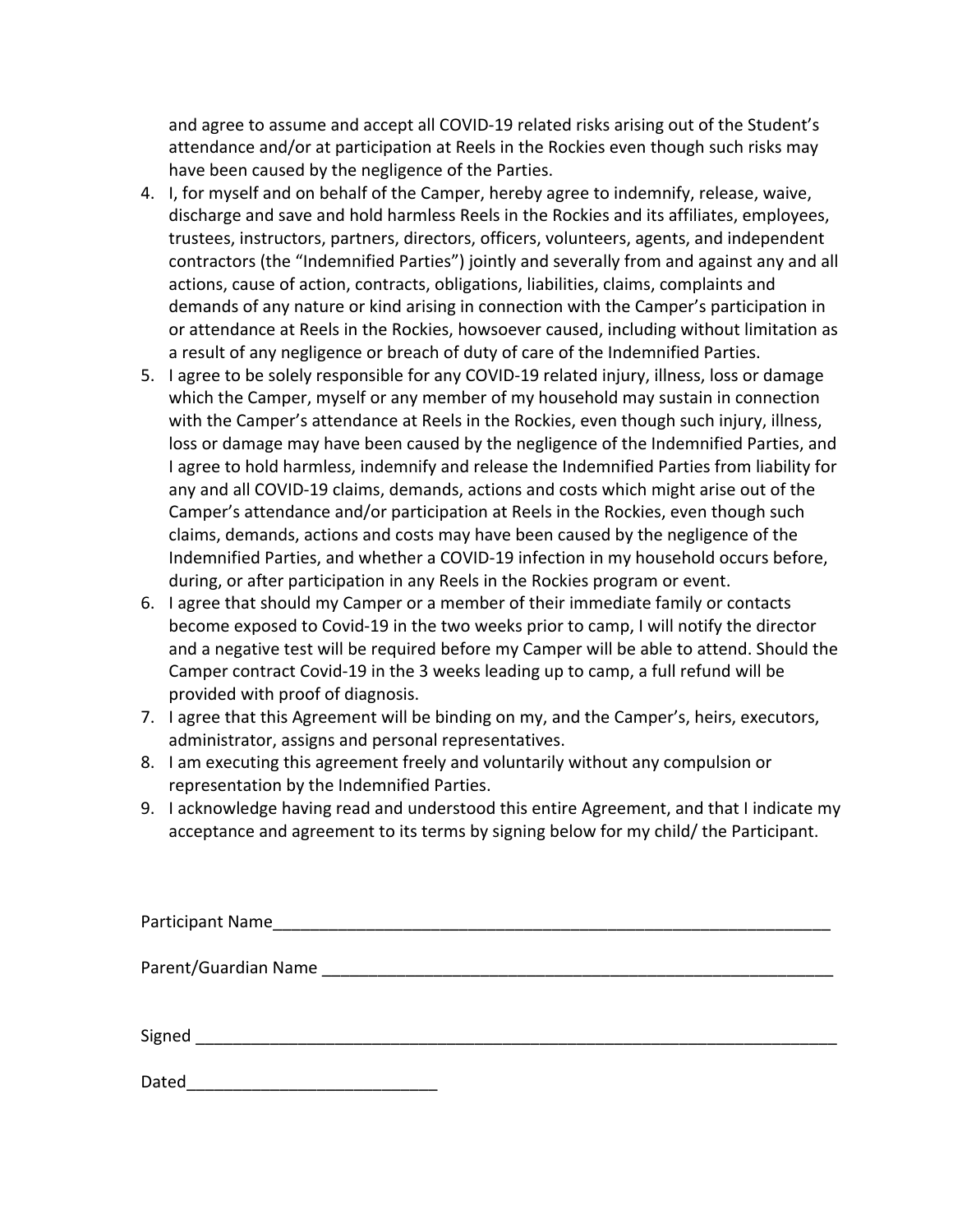and agree to assume and accept all COVID-19 related risks arising out of the Student's attendance and/or at participation at Reels in the Rockies even though such risks may have been caused by the negligence of the Parties.

4. I, for myself and on behalf of the Camper, hereby agree to indemnify, release, waive, discharge and save and hold harmless Reels in the Rockies and its affiliates, employees, trustees, instructors, partners, directors, officers, volunteers, agents, and independent contractors (the "Indemnified Parties") jointly and severally from and against any and all actions, cause of action, contracts, obligations, liabilities, claims, complaints and demands of any nature or kind arising in connection with the Camper's participation in or attendance at Reels in the Rockies, howsoever caused, including without limitation as a result of any negligence or breach of duty of care of the Indemnified Parties.
5. I agree to be solely responsible for any COVID-19 related injury, illness, loss or damage which the Camper, myself or any member of my household may sustain in connection with the Camper's attendance at Reels in the Rockies, even though such injury, illness, loss or damage may have been caused by the negligence of the Indemnified Parties, and I agree to hold harmless, indemnify and release the Indemnified Parties from liability for any and all COVID-19 claims, demands, actions and costs which might arise out of the Camper's attendance and/or participation at Reels in the Rockies, even though such claims, demands, actions and costs may have been caused by the negligence of the Indemnified Parties, and whether a COVID-19 infection in my household occurs before, during, or after participation in any Reels in the Rockies program or event.
6. I agree that should my Camper or a member of their immediate family or contacts become exposed to Covid-19 in the two weeks prior to camp, I will notify the director and a negative test will be required before my Camper will be able to attend. Should the Camper contract Covid-19 in the 3 weeks leading up to camp, a full refund will be provided with proof of diagnosis.
7. I agree that this Agreement will be binding on my, and the Camper's, heirs, executors, administrator, assigns and personal representatives.
8. I am executing this agreement freely and voluntarily without any compulsion or representation by the Indemnified Parties.
9. I acknowledge having read and understood this entire Agreement, and that I indicate my acceptance and agreement to its terms by signing below for my child/ the Participant.

Participant Name_______________________________________________________________

Parent/Guardian Name ___________________________________________________

Signed _______________________________________________________________

Dated___________________________